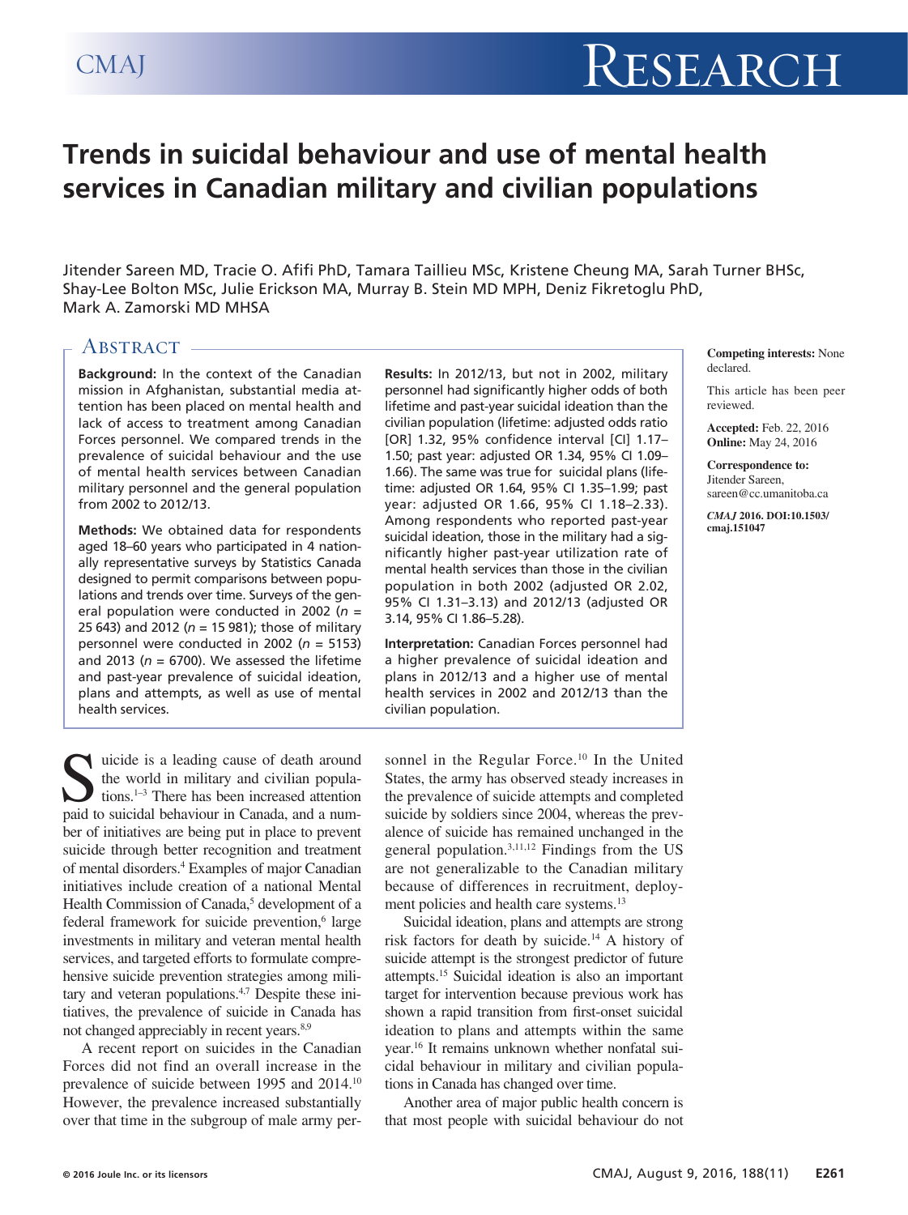# Trends in suicidal behaviour and use of mental health services in Canadian military and civilian populations

Jitender Sareen MD, Tracie O. Afifi PhD, Tamara Taillieu MSc, Kristene Cheung MA, Sarah Turner BHSc, Shay-Lee Bolton MSc, Julie Erickson MA, Murray B. Stein MD MPH, Deniz Fikretoglu PhD, Mark A. Zamorski MD MHSA

**Competing interests:** None declared.

This article has been peer reviewed.

**Accepted:** Feb. 22, 2016
**Online:** May 24, 2016

**Correspondence to:** Jitender Sareen, sareen@cc.umanitoba.ca

*CMAJ* **2016. DOI:10.1503/cmaj.151047**

## Abstract

**Background:** In the context of the Canadian mission in Afghanistan, substantial media attention has been placed on mental health and lack of access to treatment among Canadian Forces personnel. We compared trends in the prevalence of suicidal behaviour and the use of mental health services between Canadian military personnel and the general population from 2002 to 2012/13.

**Methods:** We obtained data for respondents aged 18–60 years who participated in 4 nationally representative surveys by Statistics Canada designed to permit comparisons between populations and trends over time. Surveys of the general population were conducted in 2002 ($n$ = 25 643) and 2012 ($n$ = 15 981); those of military personnel were conducted in 2002 ($n$ = 5153) and 2013 ($n$ = 6700). We assessed the lifetime and past-year prevalence of suicidal ideation, plans and attempts, as well as use of mental health services.

**Results:** In 2012/13, but not in 2002, military personnel had significantly higher odds of both lifetime and past-year suicidal ideation than the civilian population (lifetime: adjusted odds ratio [OR] 1.32, 95% confidence interval [CI] 1.17–1.50; past year: adjusted OR 1.34, 95% CI 1.09–1.66). The same was true for suicidal plans (lifetime: adjusted OR 1.64, 95% CI 1.35–1.99; past year: adjusted OR 1.66, 95% CI 1.18–2.33). Among respondents who reported past-year suicidal ideation, those in the military had a significantly higher past-year utilization rate of mental health services than those in the civilian population in both 2002 (adjusted OR 2.02, 95% CI 1.31–3.13) and 2012/13 (adjusted OR 3.14, 95% CI 1.86–5.28).

**Interpretation:** Canadian Forces personnel had a higher prevalence of suicidal ideation and plans in 2012/13 and a higher use of mental health services in 2002 and 2012/13 than the civilian population.

Suicide is a leading cause of death around the world in military and civilian populations.[1–3] There has been increased attention paid to suicidal behaviour in Canada, and a number of initiatives are being put in place to prevent suicide through better recognition and treatment of mental disorders.[4] Examples of major Canadian initiatives include creation of a national Mental Health Commission of Canada,[5] development of a federal framework for suicide prevention,[6] large investments in military and veteran mental health services, and targeted efforts to formulate comprehensive suicide prevention strategies among military and veteran populations.[4,7] Despite these initiatives, the prevalence of suicide in Canada has not changed appreciably in recent years.[8,9]

A recent report on suicides in the Canadian Forces did not find an overall increase in the prevalence of suicide between 1995 and 2014.[10] However, the prevalence increased substantially over that time in the subgroup of male army personnel in the Regular Force.[10] In the United States, the army has observed steady increases in the prevalence of suicide attempts and completed suicide by soldiers since 2004, whereas the prevalence of suicide has remained unchanged in the general population.[3,11,12] Findings from the US are not generalizable to the Canadian military because of differences in recruitment, deployment policies and health care systems.[13]

Suicidal ideation, plans and attempts are strong risk factors for death by suicide.[14] A history of suicide attempt is the strongest predictor of future attempts.[15] Suicidal ideation is also an important target for intervention because previous work has shown a rapid transition from first-onset suicidal ideation to plans and attempts within the same year.[16] It remains unknown whether nonfatal suicidal behaviour in military and civilian populations in Canada has changed over time.

Another area of major public health concern is that most people with suicidal behaviour do not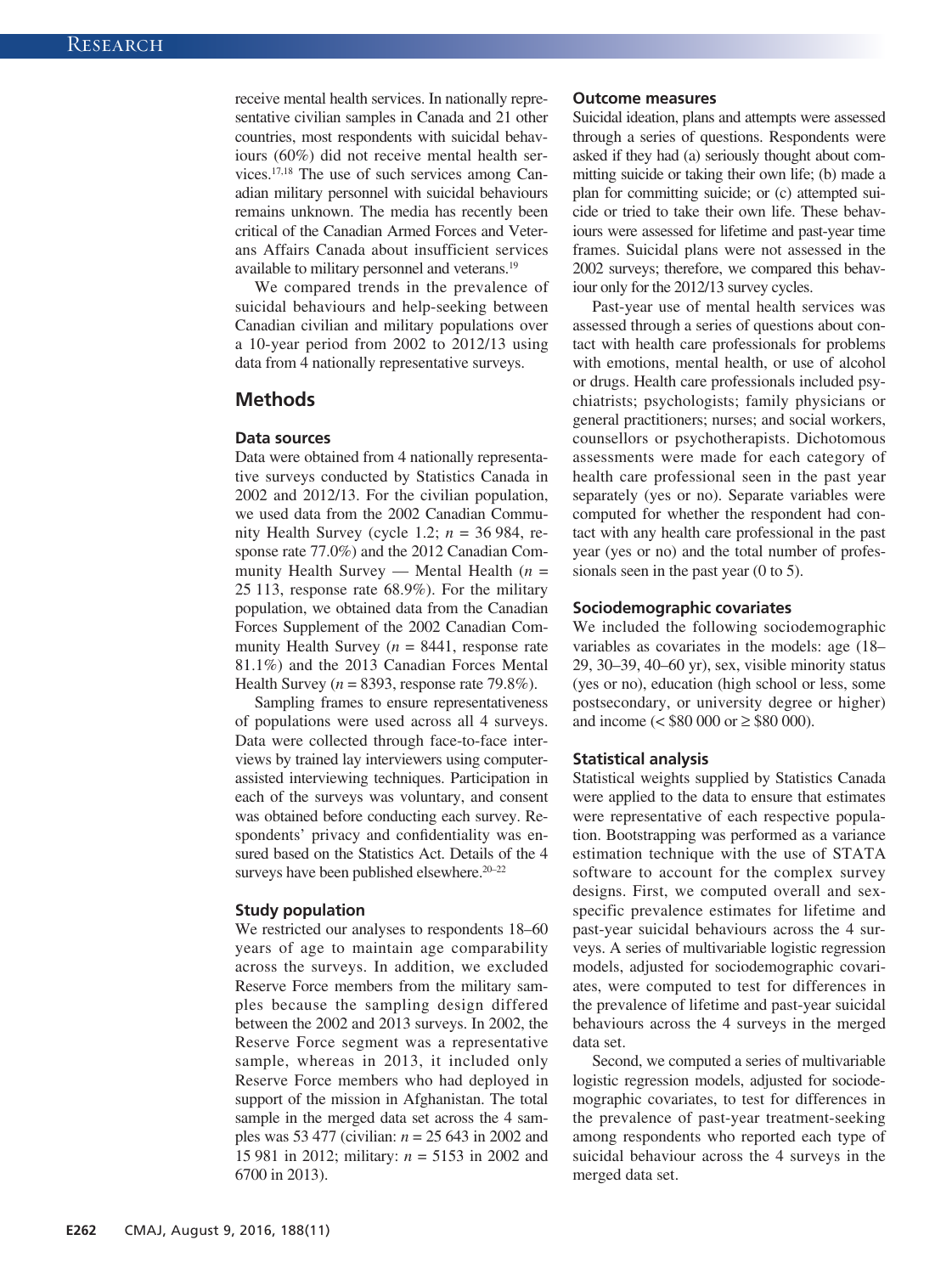receive mental health services. In nationally representative civilian samples in Canada and 21 other countries, most respondents with suicidal behaviours (60%) did not receive mental health services.[17,18] The use of such services among Canadian military personnel with suicidal behaviours remains unknown. The media has recently been critical of the Canadian Armed Forces and Veterans Affairs Canada about insufficient services available to military personnel and veterans.[19]

We compared trends in the prevalence of suicidal behaviours and help-seeking between Canadian civilian and military populations over a 10-year period from 2002 to 2012/13 using data from 4 nationally representative surveys.

## Methods

### Data sources

Data were obtained from 4 nationally representative surveys conducted by Statistics Canada in 2002 and 2012/13. For the civilian population, we used data from the 2002 Canadian Community Health Survey (cycle 1.2; *n* = 36 984, response rate 77.0%) and the 2012 Canadian Community Health Survey — Mental Health (*n* = 25 113, response rate 68.9%). For the military population, we obtained data from the Canadian Forces Supplement of the 2002 Canadian Community Health Survey (*n* = 8441, response rate 81.1%) and the 2013 Canadian Forces Mental Health Survey (*n* = 8393, response rate 79.8%).

Sampling frames to ensure representativeness of populations were used across all 4 surveys. Data were collected through face-to-face interviews by trained lay interviewers using computer-assisted interviewing techniques. Participation in each of the surveys was voluntary, and consent was obtained before conducting each survey. Respondents' privacy and confidentiality was ensured based on the Statistics Act. Details of the 4 surveys have been published elsewhere.[20–22]

### Study population

We restricted our analyses to respondents 18–60 years of age to maintain age comparability across the surveys. In addition, we excluded Reserve Force members from the military samples because the sampling design differed between the 2002 and 2013 surveys. In 2002, the Reserve Force segment was a representative sample, whereas in 2013, it included only Reserve Force members who had deployed in support of the mission in Afghanistan. The total sample in the merged data set across the 4 samples was 53 477 (civilian: *n* = 25 643 in 2002 and 15 981 in 2012; military: *n* = 5153 in 2002 and 6700 in 2013).

### Outcome measures

Suicidal ideation, plans and attempts were assessed through a series of questions. Respondents were asked if they had (a) seriously thought about committing suicide or taking their own life; (b) made a plan for committing suicide; or (c) attempted suicide or tried to take their own life. These behaviours were assessed for lifetime and past-year time frames. Suicidal plans were not assessed in the 2002 surveys; therefore, we compared this behaviour only for the 2012/13 survey cycles.

Past-year use of mental health services was assessed through a series of questions about contact with health care professionals for problems with emotions, mental health, or use of alcohol or drugs. Health care professionals included psychiatrists; psychologists; family physicians or general practitioners; nurses; and social workers, counsellors or psychotherapists. Dichotomous assessments were made for each category of health care professional seen in the past year separately (yes or no). Separate variables were computed for whether the respondent had contact with any health care professional in the past year (yes or no) and the total number of professionals seen in the past year (0 to 5).

### Sociodemographic covariates

We included the following sociodemographic variables as covariates in the models: age (18–29, 30–39, 40–60 yr), sex, visible minority status (yes or no), education (high school or less, some postsecondary, or university degree or higher) and income (< $80 000 or ≥ $80 000).

### Statistical analysis

Statistical weights supplied by Statistics Canada were applied to the data to ensure that estimates were representative of each respective population. Bootstrapping was performed as a variance estimation technique with the use of STATA software to account for the complex survey designs. First, we computed overall and sex-specific prevalence estimates for lifetime and past-year suicidal behaviours across the 4 surveys. A series of multivariable logistic regression models, adjusted for sociodemographic covariates, were computed to test for differences in the prevalence of lifetime and past-year suicidal behaviours across the 4 surveys in the merged data set.

Second, we computed a series of multivariable logistic regression models, adjusted for sociodemographic covariates, to test for differences in the prevalence of past-year treatment-seeking among respondents who reported each type of suicidal behaviour across the 4 surveys in the merged data set.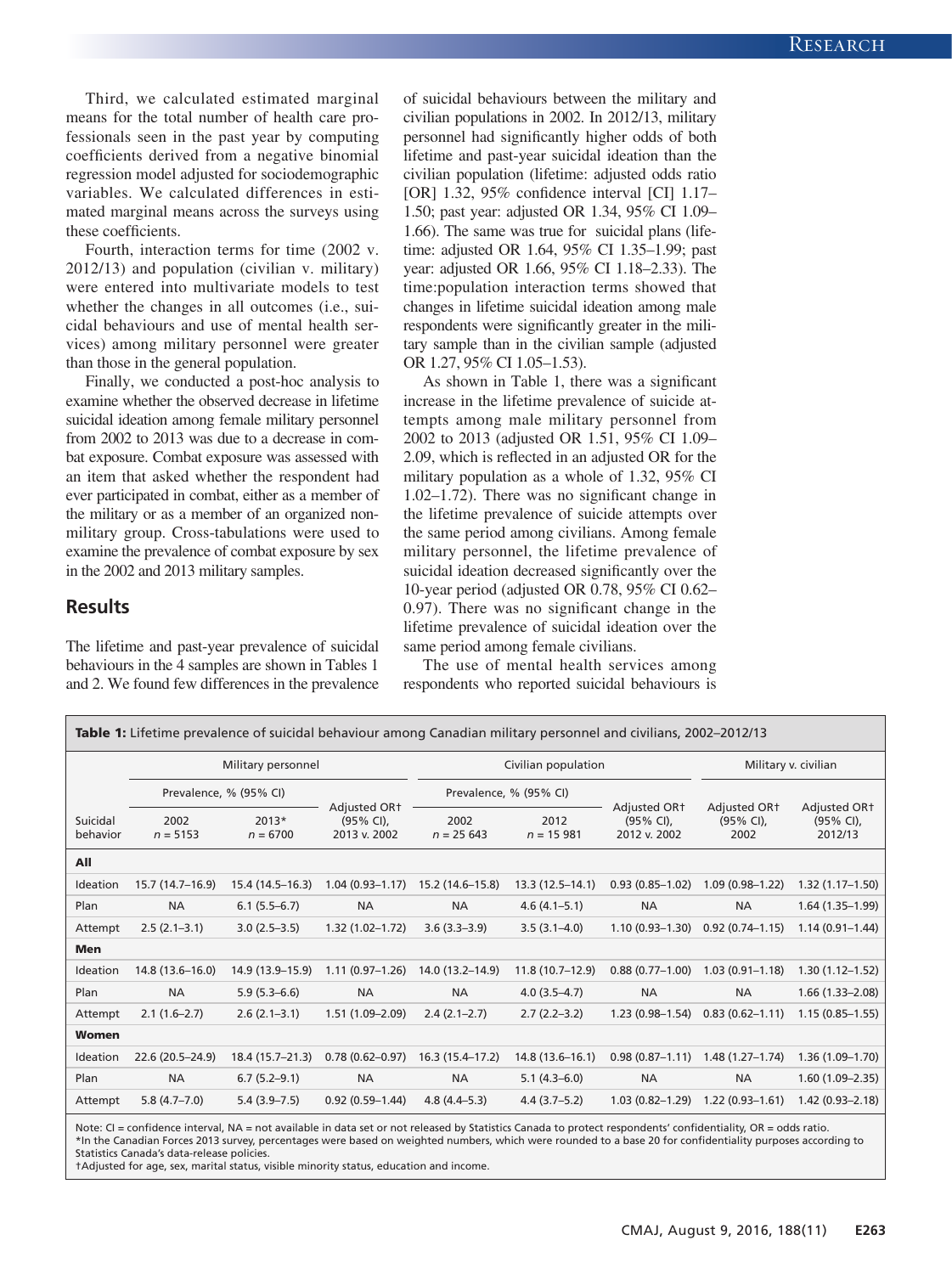Third, we calculated estimated marginal means for the total number of health care professionals seen in the past year by computing coefficients derived from a negative binomial regression model adjusted for sociodemographic variables. We calculated differences in estimated marginal means across the surveys using these coefficients.

Fourth, interaction terms for time (2002 v. 2012/13) and population (civilian v. military) were entered into multivariate models to test whether the changes in all outcomes (i.e., suicidal behaviours and use of mental health services) among military personnel were greater than those in the general population.

Finally, we conducted a post-hoc analysis to examine whether the observed decrease in lifetime suicidal ideation among female military personnel from 2002 to 2013 was due to a decrease in combat exposure. Combat exposure was assessed with an item that asked whether the respondent had ever participated in combat, either as a member of the military or as a member of an organized nonmilitary group. Cross-tabulations were used to examine the prevalence of combat exposure by sex in the 2002 and 2013 military samples.

## Results

The lifetime and past-year prevalence of suicidal behaviours in the 4 samples are shown in Tables 1 and 2. We found few differences in the prevalence of suicidal behaviours between the military and civilian populations in 2002. In 2012/13, military personnel had significantly higher odds of both lifetime and past-year suicidal ideation than the civilian population (lifetime: adjusted odds ratio [OR] 1.32, 95% confidence interval [CI] 1.17–1.50; past year: adjusted OR 1.34, 95% CI 1.09–1.66). The same was true for suicidal plans (lifetime: adjusted OR 1.64, 95% CI 1.35–1.99; past year: adjusted OR 1.66, 95% CI 1.18–2.33). The time:population interaction terms showed that changes in lifetime suicidal ideation among male respondents were significantly greater in the military sample than in the civilian sample (adjusted OR 1.27, 95% CI 1.05–1.53).

As shown in Table 1, there was a significant increase in the lifetime prevalence of suicide attempts among male military personnel from 2002 to 2013 (adjusted OR 1.51, 95% CI 1.09–2.09, which is reflected in an adjusted OR for the military population as a whole of 1.32, 95% CI 1.02–1.72). There was no significant change in the lifetime prevalence of suicide attempts over the same period among civilians. Among female military personnel, the lifetime prevalence of suicidal ideation decreased significantly over the 10-year period (adjusted OR 0.78, 95% CI 0.62–0.97). There was no significant change in the lifetime prevalence of suicidal ideation over the same period among female civilians.

The use of mental health services among respondents who reported suicidal behaviours is

**Table 1:** Lifetime prevalence of suicidal behaviour among Canadian military personnel and civilians, 2002–2012/13

| Suicidal behavior | Military personnel | | | Civilian population | | | Military v. civilian | |
|---|---|---|---|---|---|---|---|---|
| | Prevalence, % (95% CI) | | Adjusted OR† (95% CI), 2013 v. 2002 | Prevalence, % (95% CI) | | Adjusted OR† (95% CI), 2012 v. 2002 | Adjusted OR† (95% CI), 2002 | Adjusted OR† (95% CI), 2012/13 |
| | 2002 n = 5153 | 2013* n = 6700 | | 2002 n = 25 643 | 2012 n = 15 981 | | | |
| **All** | | | | | | | | |
| Ideation | 15.7 (14.7–16.9) | 15.4 (14.5–16.3) | 1.04 (0.93–1.17) | 15.2 (14.6–15.8) | 13.3 (12.5–14.1) | 0.93 (0.85–1.02) | 1.09 (0.98–1.22) | 1.32 (1.17–1.50) |
| Plan | NA | 6.1 (5.5–6.7) | NA | NA | 4.6 (4.1–5.1) | NA | NA | 1.64 (1.35–1.99) |
| Attempt | 2.5 (2.1–3.1) | 3.0 (2.5–3.5) | 1.32 (1.02–1.72) | 3.6 (3.3–3.9) | 3.5 (3.1–4.0) | 1.10 (0.93–1.30) | 0.92 (0.74–1.15) | 1.14 (0.91–1.44) |
| **Men** | | | | | | | | |
| Ideation | 14.8 (13.6–16.0) | 14.9 (13.9–15.9) | 1.11 (0.97–1.26) | 14.0 (13.2–14.9) | 11.8 (10.7–12.9) | 0.88 (0.77–1.00) | 1.03 (0.91–1.18) | 1.30 (1.12–1.52) |
| Plan | NA | 5.9 (5.3–6.6) | NA | NA | 4.0 (3.5–4.7) | NA | NA | 1.66 (1.33–2.08) |
| Attempt | 2.1 (1.6–2.7) | 2.6 (2.1–3.1) | 1.51 (1.09–2.09) | 2.4 (2.1–2.7) | 2.7 (2.2–3.2) | 1.23 (0.98–1.54) | 0.83 (0.62–1.11) | 1.15 (0.85–1.55) |
| **Women** | | | | | | | | |
| Ideation | 22.6 (20.5–24.9) | 18.4 (15.7–21.3) | 0.78 (0.62–0.97) | 16.3 (15.4–17.2) | 14.8 (13.6–16.1) | 0.98 (0.87–1.11) | 1.48 (1.27–1.74) | 1.36 (1.09–1.70) |
| Plan | NA | 6.7 (5.2–9.1) | NA | NA | 5.1 (4.3–6.0) | NA | NA | 1.60 (1.09–2.35) |
| Attempt | 5.8 (4.7–7.0) | 5.4 (3.9–7.5) | 0.92 (0.59–1.44) | 4.8 (4.4–5.3) | 4.4 (3.7–5.2) | 1.03 (0.82–1.29) | 1.22 (0.93–1.61) | 1.42 (0.93–2.18) |

Note: CI = confidence interval, NA = not available in data set or not released by Statistics Canada to protect respondents' confidentiality, OR = odds ratio.
*In the Canadian Forces 2013 survey, percentages were based on weighted numbers, which were rounded to a base 20 for confidentiality purposes according to Statistics Canada's data-release policies.
†Adjusted for age, sex, marital status, visible minority status, education and income.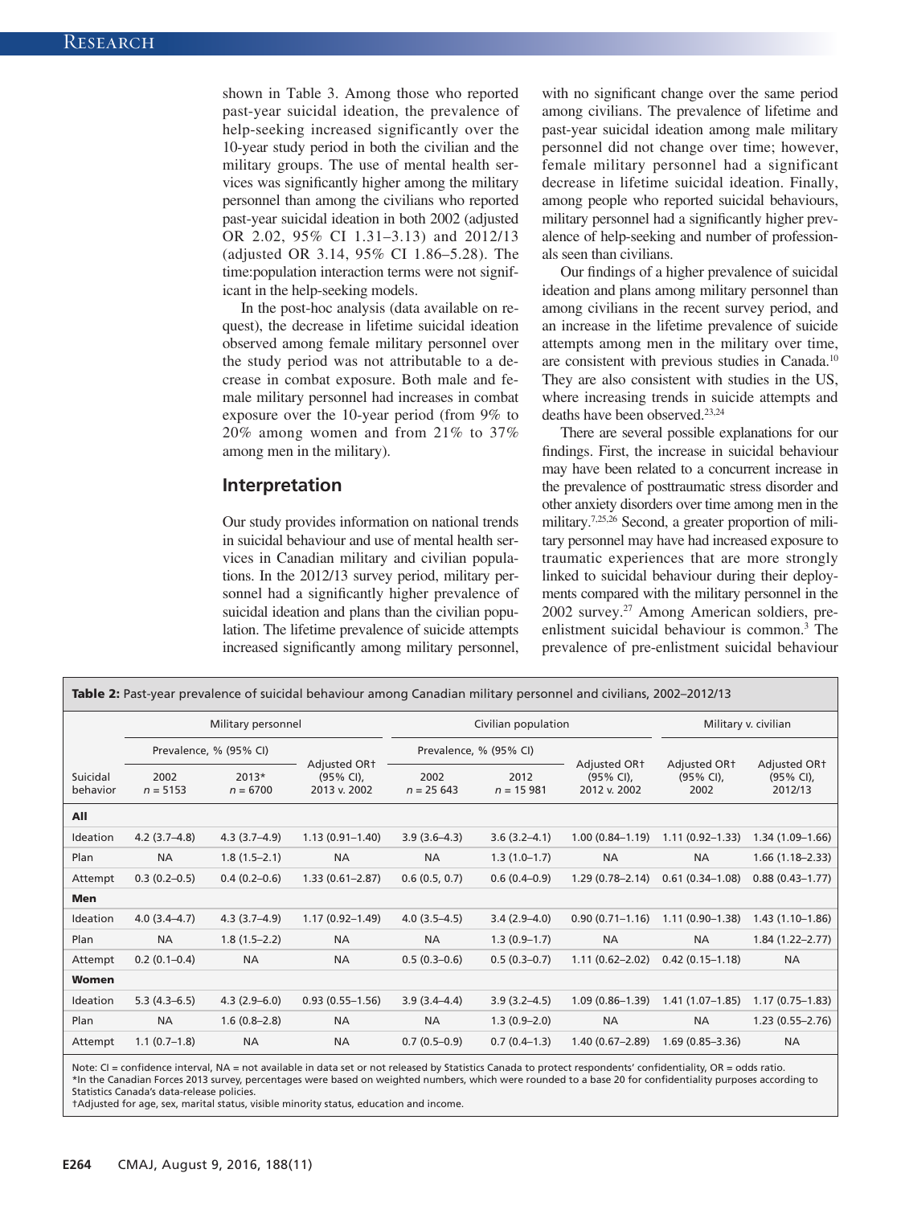shown in Table 3. Among those who reported past-year suicidal ideation, the prevalence of help-seeking increased significantly over the 10-year study period in both the civilian and the military groups. The use of mental health services was significantly higher among the military personnel than among the civilians who reported past-year suicidal ideation in both 2002 (adjusted OR 2.02, 95% CI 1.31–3.13) and 2012/13 (adjusted OR 3.14, 95% CI 1.86–5.28). The time:population interaction terms were not significant in the help-seeking models.

In the post-hoc analysis (data available on request), the decrease in lifetime suicidal ideation observed among female military personnel over the study period was not attributable to a decrease in combat exposure. Both male and female military personnel had increases in combat exposure over the 10-year period (from 9% to 20% among women and from 21% to 37% among men in the military).

## Interpretation

Our study provides information on national trends in suicidal behaviour and use of mental health services in Canadian military and civilian populations. In the 2012/13 survey period, military personnel had a significantly higher prevalence of suicidal ideation and plans than the civilian population. The lifetime prevalence of suicide attempts increased significantly among military personnel, with no significant change over the same period among civilians. The prevalence of lifetime and past-year suicidal ideation among male military personnel did not change over time; however, female military personnel had a significant decrease in lifetime suicidal ideation. Finally, among people who reported suicidal behaviours, military personnel had a significantly higher prevalence of help-seeking and number of professionals seen than civilians.

Our findings of a higher prevalence of suicidal ideation and plans among military personnel than among civilians in the recent survey period, and an increase in the lifetime prevalence of suicide attempts among men in the military over time, are consistent with previous studies in Canada.[10] They are also consistent with studies in the US, where increasing trends in suicide attempts and deaths have been observed.[23,24]

There are several possible explanations for our findings. First, the increase in suicidal behaviour may have been related to a concurrent increase in the prevalence of posttraumatic stress disorder and other anxiety disorders over time among men in the military.[7,25,26] Second, a greater proportion of military personnel may have had increased exposure to traumatic experiences that are more strongly linked to suicidal behaviour during their deployments compared with the military personnel in the 2002 survey.[27] Among American soldiers, pre-enlistment suicidal behaviour is common.[3] The prevalence of pre-enlistment suicidal behaviour

**Table 2:** Past-year prevalence of suicidal behaviour among Canadian military personnel and civilians, 2002–2012/13

| Suicidal behavior | Military personnel | | | Civilian population | | | Military v. civilian | |
|---|---|---|---|---|---|---|---|---|
| | Prevalence, % (95% CI) | | Adjusted OR† (95% CI), 2013 v. 2002 | Prevalence, % (95% CI) | | Adjusted OR† (95% CI), 2012 v. 2002 | Adjusted OR† (95% CI), 2002 | Adjusted OR† (95% CI), 2012/13 |
| | 2002 *n* = 5153 | 2013* *n* = 6700 | | 2002 *n* = 25 643 | 2012 *n* = 15 981 | | | |
| **All** | | | | | | | | |
| Ideation | 4.2 (3.7–4.8) | 4.3 (3.7–4.9) | 1.13 (0.91–1.40) | 3.9 (3.6–4.3) | 3.6 (3.2–4.1) | 1.00 (0.84–1.19) | 1.11 (0.92–1.33) | 1.34 (1.09–1.66) |
| Plan | NA | 1.8 (1.5–2.1) | NA | NA | 1.3 (1.0–1.7) | NA | NA | 1.66 (1.18–2.33) |
| Attempt | 0.3 (0.2–0.5) | 0.4 (0.2–0.6) | 1.33 (0.61–2.87) | 0.6 (0.5, 0.7) | 0.6 (0.4–0.9) | 1.29 (0.78–2.14) | 0.61 (0.34–1.08) | 0.88 (0.43–1.77) |
| **Men** | | | | | | | | |
| Ideation | 4.0 (3.4–4.7) | 4.3 (3.7–4.9) | 1.17 (0.92–1.49) | 4.0 (3.5–4.5) | 3.4 (2.9–4.0) | 0.90 (0.71–1.16) | 1.11 (0.90–1.38) | 1.43 (1.10–1.86) |
| Plan | NA | 1.8 (1.5–2.2) | NA | NA | 1.3 (0.9–1.7) | NA | NA | 1.84 (1.22–2.77) |
| Attempt | 0.2 (0.1–0.4) | NA | NA | 0.5 (0.3–0.6) | 0.5 (0.3–0.7) | 1.11 (0.62–2.02) | 0.42 (0.15–1.18) | NA |
| **Women** | | | | | | | | |
| Ideation | 5.3 (4.3–6.5) | 4.3 (2.9–6.0) | 0.93 (0.55–1.56) | 3.9 (3.4–4.4) | 3.9 (3.2–4.5) | 1.09 (0.86–1.39) | 1.41 (1.07–1.85) | 1.17 (0.75–1.83) |
| Plan | NA | 1.6 (0.8–2.8) | NA | NA | 1.3 (0.9–2.0) | NA | NA | 1.23 (0.55–2.76) |
| Attempt | 1.1 (0.7–1.8) | NA | NA | 0.7 (0.5–0.9) | 0.7 (0.4–1.3) | 1.40 (0.67–2.89) | 1.69 (0.85–3.36) | NA |

Note: CI = confidence interval, NA = not available in data set or not released by Statistics Canada to protect respondents' confidentiality, OR = odds ratio.
*In the Canadian Forces 2013 survey, percentages were based on weighted numbers, which were rounded to a base 20 for confidentiality purposes according to Statistics Canada's data-release policies.
†Adjusted for age, sex, marital status, visible minority status, education and income.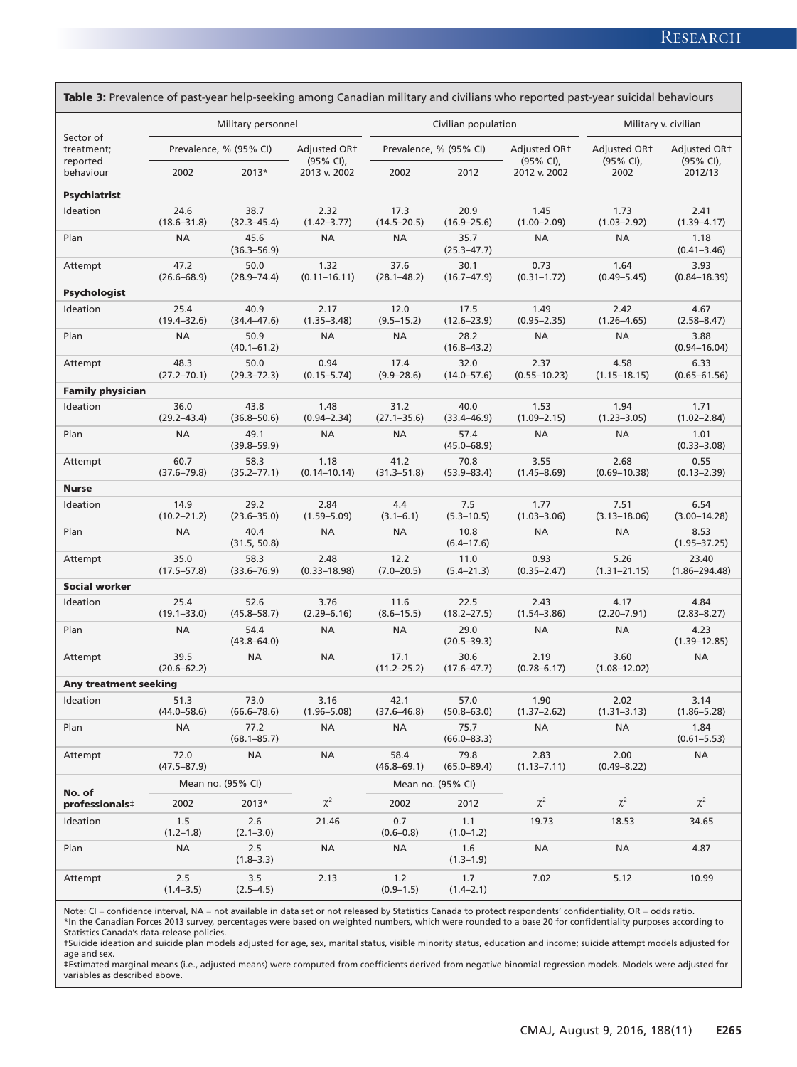**Table 3:** Prevalence of past-year help-seeking among Canadian military and civilians who reported past-year suicidal behaviours

| Sector of treatment; reported behaviour | Military personnel | | | Civilian population | | | Military v. civilian | |
|---|---|---|---|---|---|---|---|---|
| | Prevalence, % (95% CI) | | Adjusted OR† (95% CI), 2013 v. 2002 | Prevalence, % (95% CI) | | Adjusted OR† (95% CI), 2012 v. 2002 | Adjusted OR† (95% CI), 2002 | Adjusted OR† (95% CI), 2012/13 |
| | 2002 | 2013* | | 2002 | 2012 | | | |
| **Psychiatrist** | | | | | | | | |
| Ideation | 24.6 (18.6–31.8) | 38.7 (32.3–45.4) | 2.32 (1.42–3.77) | 17.3 (14.5–20.5) | 20.9 (16.9–25.6) | 1.45 (1.00–2.09) | 1.73 (1.03–2.92) | 2.41 (1.39–4.17) |
| Plan | NA | 45.6 (36.3–56.9) | NA | NA | 35.7 (25.3–47.7) | NA | NA | 1.18 (0.41–3.46) |
| Attempt | 47.2 (26.6–68.9) | 50.0 (28.9–74.4) | 1.32 (0.11–16.11) | 37.6 (28.1–48.2) | 30.1 (16.7–47.9) | 0.73 (0.31–1.72) | 1.64 (0.49–5.45) | 3.93 (0.84–18.39) |
| **Psychologist** | | | | | | | | |
| Ideation | 25.4 (19.4–32.6) | 40.9 (34.4–47.6) | 2.17 (1.35–3.48) | 12.0 (9.5–15.2) | 17.5 (12.6–23.9) | 1.49 (0.95–2.35) | 2.42 (1.26–4.65) | 4.67 (2.58–8.47) |
| Plan | NA | 50.9 (40.1–61.2) | NA | NA | 28.2 (16.8–43.2) | NA | NA | 3.88 (0.94–16.04) |
| Attempt | 48.3 (27.2–70.1) | 50.0 (29.3–72.3) | 0.94 (0.15–5.74) | 17.4 (9.9–28.6) | 32.0 (14.0–57.6) | 2.37 (0.55–10.23) | 4.58 (1.15–18.15) | 6.33 (0.65–61.56) |
| **Family physician** | | | | | | | | |
| Ideation | 36.0 (29.2–43.4) | 43.8 (36.8–50.6) | 1.48 (0.94–2.34) | 31.2 (27.1–35.6) | 40.0 (33.4–46.9) | 1.53 (1.09–2.15) | 1.94 (1.23–3.05) | 1.71 (1.02–2.84) |
| Plan | NA | 49.1 (39.8–59.9) | NA | NA | 57.4 (45.0–68.9) | NA | NA | 1.01 (0.33–3.08) |
| Attempt | 60.7 (37.6–79.8) | 58.3 (35.2–77.1) | 1.18 (0.14–10.14) | 41.2 (31.3–51.8) | 70.8 (53.9–83.4) | 3.55 (1.45–8.69) | 2.68 (0.69–10.38) | 0.55 (0.13–2.39) |
| **Nurse** | | | | | | | | |
| Ideation | 14.9 (10.2–21.2) | 29.2 (23.6–35.0) | 2.84 (1.59–5.09) | 4.4 (3.1–6.1) | 7.5 (5.3–10.5) | 1.77 (1.03–3.06) | 7.51 (3.13–18.06) | 6.54 (3.00–14.28) |
| Plan | NA | 40.4 (31.5, 50.8) | NA | NA | 10.8 (6.4–17.6) | NA | NA | 8.53 (1.95–37.25) |
| Attempt | 35.0 (17.5–57.8) | 58.3 (33.6–76.9) | 2.48 (0.33–18.98) | 12.2 (7.0–20.5) | 11.0 (5.4–21.3) | 0.93 (0.35–2.47) | 5.26 (1.31–21.15) | 23.40 (1.86–294.48) |
| **Social worker** | | | | | | | | |
| Ideation | 25.4 (19.1–33.0) | 52.6 (45.8–58.7) | 3.76 (2.29–6.16) | 11.6 (8.6–15.5) | 22.5 (18.2–27.5) | 2.43 (1.54–3.86) | 4.17 (2.20–7.91) | 4.84 (2.83–8.27) |
| Plan | NA | 54.4 (43.8–64.0) | NA | NA | 29.0 (20.5–39.3) | NA | NA | 4.23 (1.39–12.85) |
| Attempt | 39.5 (20.6–62.2) | NA | NA | 17.1 (11.2–25.2) | 30.6 (17.6–47.7) | 2.19 (0.78–6.17) | 3.60 (1.08–12.02) | NA |
| **Any treatment seeking** | | | | | | | | |
| Ideation | 51.3 (44.0–58.6) | 73.0 (66.6–78.6) | 3.16 (1.96–5.08) | 42.1 (37.6–46.8) | 57.0 (50.8–63.0) | 1.90 (1.37–2.62) | 2.02 (1.31–3.13) | 3.14 (1.86–5.28) |
| Plan | NA | 77.2 (68.1–85.7) | NA | NA | 75.7 (66.0–83.3) | NA | NA | 1.84 (0.61–5.53) |
| Attempt | 72.0 (47.5–87.9) | NA | NA | 58.4 (46.8–69.1) | 79.8 (65.0–89.4) | 2.83 (1.13–7.11) | 2.00 (0.49–8.22) | NA |
| **No. of professionals‡** | Mean no. (95% CI) | | | Mean no. (95% CI) | | | | |
| | 2002 | 2013* | $\chi^2$ | 2002 | 2012 | $\chi^2$ | $\chi^2$ | $\chi^2$ |
| Ideation | 1.5 (1.2–1.8) | 2.6 (2.1–3.0) | 21.46 | 0.7 (0.6–0.8) | 1.1 (1.0–1.2) | 19.73 | 18.53 | 34.65 |
| Plan | NA | 2.5 (1.8–3.3) | NA | NA | 1.6 (1.3–1.9) | NA | NA | 4.87 |
| Attempt | 2.5 (1.4–3.5) | 3.5 (2.5–4.5) | 2.13 | 1.2 (0.9–1.5) | 1.7 (1.4–2.1) | 7.02 | 5.12 | 10.99 |

Note: CI = confidence interval, NA = not available in data set or not released by Statistics Canada to protect respondents' confidentiality, OR = odds ratio.
*In the Canadian Forces 2013 survey, percentages were based on weighted numbers, which were rounded to a base 20 for confidentiality purposes according to Statistics Canada's data-release policies.
†Suicide ideation and suicide plan models adjusted for age, sex, marital status, visible minority status, education and income; suicide attempt models adjusted for age and sex.
‡Estimated marginal means (i.e., adjusted means) were computed from coefficients derived from negative binomial regression models. Models were adjusted for variables as described above.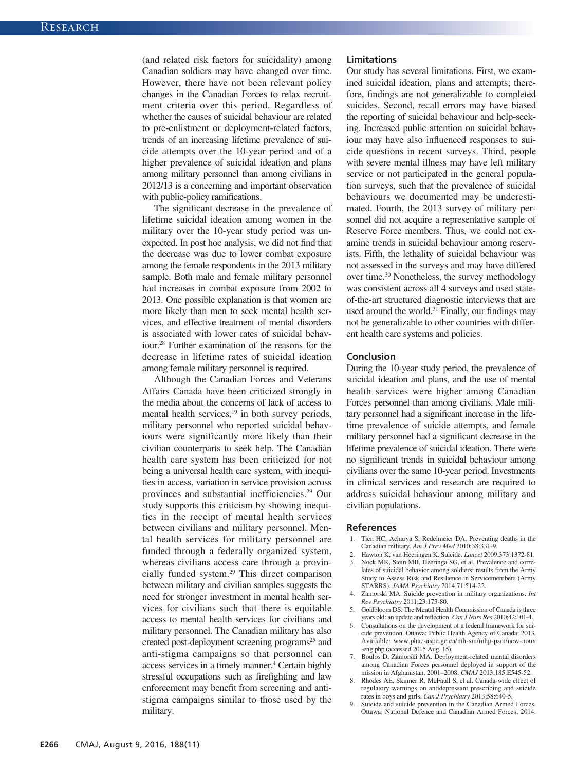(and related risk factors for suicidality) among Canadian soldiers may have changed over time. However, there have not been relevant policy changes in the Canadian Forces to relax recruitment criteria over this period. Regardless of whether the causes of suicidal behaviour are related to pre-enlistment or deployment-related factors, trends of an increasing lifetime prevalence of suicide attempts over the 10-year period and of a higher prevalence of suicidal ideation and plans among military personnel than among civilians in 2012/13 is a concerning and important observation with public-policy ramifications.

The significant decrease in the prevalence of lifetime suicidal ideation among women in the military over the 10-year study period was unexpected. In post hoc analysis, we did not find that the decrease was due to lower combat exposure among the female respondents in the 2013 military sample. Both male and female military personnel had increases in combat exposure from 2002 to 2013. One possible explanation is that women are more likely than men to seek mental health services, and effective treatment of mental disorders is associated with lower rates of suicidal behaviour.[28] Further examination of the reasons for the decrease in lifetime rates of suicidal ideation among female military personnel is required.

Although the Canadian Forces and Veterans Affairs Canada have been criticized strongly in the media about the concerns of lack of access to mental health services,[19] in both survey periods, military personnel who reported suicidal behaviours were significantly more likely than their civilian counterparts to seek help. The Canadian health care system has been criticized for not being a universal health care system, with inequities in access, variation in service provision across provinces and substantial inefficiencies.[29] Our study supports this criticism by showing inequities in the receipt of mental health services between civilians and military personnel. Mental health services for military personnel are funded through a federally organized system, whereas civilians access care through a provincially funded system.[29] This direct comparison between military and civilian samples suggests the need for stronger investment in mental health services for civilians such that there is equitable access to mental health services for civilians and military personnel. The Canadian military has also created post-deployment screening programs[25] and anti-stigma campaigns so that personnel can access services in a timely manner.[4] Certain highly stressful occupations such as firefighting and law enforcement may benefit from screening and anti-stigma campaigns similar to those used by the military.

## Limitations

Our study has several limitations. First, we examined suicidal ideation, plans and attempts; therefore, findings are not generalizable to completed suicides. Second, recall errors may have biased the reporting of suicidal behaviour and help-seeking. Increased public attention on suicidal behaviour may have also influenced responses to suicide questions in recent surveys. Third, people with severe mental illness may have left military service or not participated in the general population surveys, such that the prevalence of suicidal behaviours we documented may be underestimated. Fourth, the 2013 survey of military personnel did not acquire a representative sample of Reserve Force members. Thus, we could not examine trends in suicidal behaviour among reservists. Fifth, the lethality of suicidal behaviour was not assessed in the surveys and may have differed over time.[30] Nonetheless, the survey methodology was consistent across all 4 surveys and used state-of-the-art structured diagnostic interviews that are used around the world.[31] Finally, our findings may not be generalizable to other countries with different health care systems and policies.

## Conclusion

During the 10-year study period, the prevalence of suicidal ideation and plans, and the use of mental health services were higher among Canadian Forces personnel than among civilians. Male military personnel had a significant increase in the lifetime prevalence of suicide attempts, and female military personnel had a significant decrease in the lifetime prevalence of suicidal ideation. There were no significant trends in suicidal behaviour among civilians over the same 10-year period. Investments in clinical services and research are required to address suicidal behaviour among military and civilian populations.

## References

1. Tien HC, Acharya S, Redelmeier DA. Preventing deaths in the Canadian military. *Am J Prev Med* 2010;38:331-9.
2. Hawton K, van Heeringen K. Suicide. *Lancet* 2009;373:1372-81.
3. Nock MK, Stein MB, Heeringa SG, et al. Prevalence and correlates of suicidal behavior among soldiers: results from the Army Study to Assess Risk and Resilience in Servicemembers (Army STARRS). *JAMA Psychiatry* 2014;71:514-22.
4. Zamorski MA. Suicide prevention in military organizations. *Int Rev Psychiatry* 2011;23:173-80.
5. Goldbloom DS. The Mental Health Commission of Canada is three years old: an update and reflection. *Can J Nurs Res* 2010;42:101-4.
6. Consultations on the development of a federal framework for suicide prevention. Ottawa: Public Health Agency of Canada; 2013. Available: www.phac-aspc.gc.ca/mh-sm/mhp-psm/new-nouv-eng.php (accessed 2015 Aug. 15).
7. Boulos D, Zamorski MA. Deployment-related mental disorders among Canadian Forces personnel deployed in support of the mission in Afghanistan, 2001–2008. *CMAJ* 2013;185:E545-52.
8. Rhodes AE, Skinner R, McFaull S, et al. Canada-wide effect of regulatory warnings on antidepressant prescribing and suicide rates in boys and girls. *Can J Psychiatry* 2013;58:640-5.
9. Suicide and suicide prevention in the Canadian Armed Forces. Ottawa: National Defence and Canadian Armed Forces; 2014.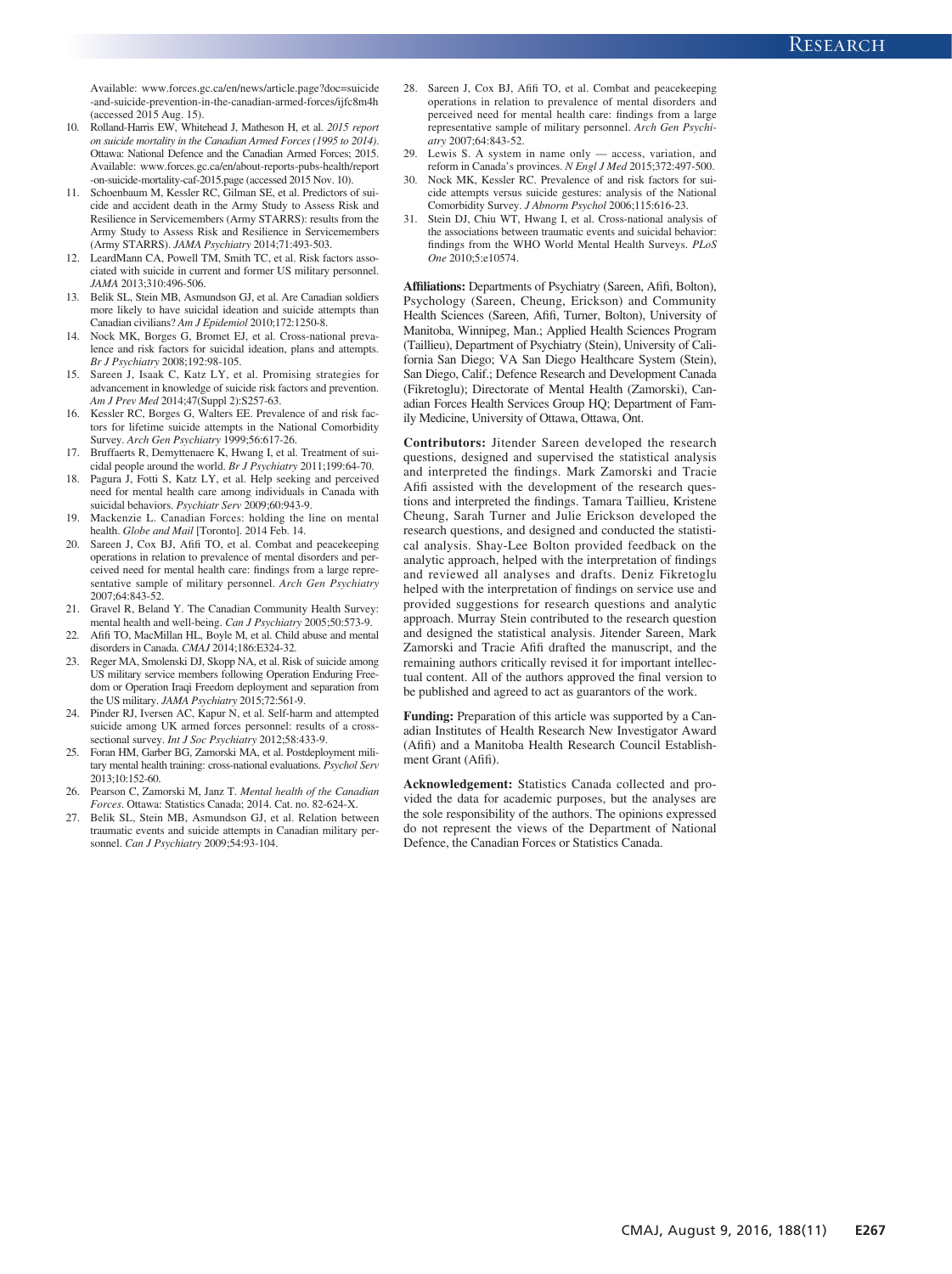Available: www.forces.gc.ca/en/news/article.page?doc=suicide-and-suicide-prevention-in-the-canadian-armed-forces/ijfc8m4h (accessed 2015 Aug. 15).

10. Rolland-Harris EW, Whitehead J, Matheson H, et al. *2015 report on suicide mortality in the Canadian Armed Forces (1995 to 2014)*. Ottawa: National Defence and the Canadian Armed Forces; 2015. Available: www.forces.gc.ca/en/about-reports-pubs-health/report-on-suicide-mortality-caf-2015.page (accessed 2015 Nov. 10).
11. Schoenbaum M, Kessler RC, Gilman SE, et al. Predictors of suicide and accident death in the Army Study to Assess Risk and Resilience in Servicemembers (Army STARRS): results from the Army Study to Assess Risk and Resilience in Servicemembers (Army STARRS). *JAMA Psychiatry* 2014;71:493-503.
12. LeardMann CA, Powell TM, Smith TC, et al. Risk factors associated with suicide in current and former US military personnel. *JAMA* 2013;310:496-506.
13. Belik SL, Stein MB, Asmundson GJ, et al. Are Canadian soldiers more likely to have suicidal ideation and suicide attempts than Canadian civilians? *Am J Epidemiol* 2010;172:1250-8.
14. Nock MK, Borges G, Bromet EJ, et al. Cross-national prevalence and risk factors for suicidal ideation, plans and attempts. *Br J Psychiatry* 2008;192:98-105.
15. Sareen J, Isaak C, Katz LY, et al. Promising strategies for advancement in knowledge of suicide risk factors and prevention. *Am J Prev Med* 2014;47(Suppl 2):S257-63.
16. Kessler RC, Borges G, Walters EE. Prevalence of and risk factors for lifetime suicide attempts in the National Comorbidity Survey. *Arch Gen Psychiatry* 1999;56:617-26.
17. Bruffaerts R, Demyttenaere K, Hwang I, et al. Treatment of suicidal people around the world. *Br J Psychiatry* 2011;199:64-70.
18. Pagura J, Fotti S, Katz LY, et al. Help seeking and perceived need for mental health care among individuals in Canada with suicidal behaviors. *Psychiatr Serv* 2009;60:943-9.
19. Mackenzie L. Canadian Forces: holding the line on mental health. *Globe and Mail* [Toronto]. 2014 Feb. 14.
20. Sareen J, Cox BJ, Afifi TO, et al. Combat and peacekeeping operations in relation to prevalence of mental disorders and perceived need for mental health care: findings from a large representative sample of military personnel. *Arch Gen Psychiatry* 2007;64:843-52.
21. Gravel R, Beland Y. The Canadian Community Health Survey: mental health and well-being. *Can J Psychiatry* 2005;50:573-9.
22. Afifi TO, MacMillan HL, Boyle M, et al. Child abuse and mental disorders in Canada. *CMAJ* 2014;186:E324-32.
23. Reger MA, Smolenski DJ, Skopp NA, et al. Risk of suicide among US military service members following Operation Enduring Freedom or Operation Iraqi Freedom deployment and separation from the US military. *JAMA Psychiatry* 2015;72:561-9.
24. Pinder RJ, Iversen AC, Kapur N, et al. Self-harm and attempted suicide among UK armed forces personnel: results of a cross-sectional survey. *Int J Soc Psychiatry* 2012;58:433-9.
25. Foran HM, Garber BG, Zamorski MA, et al. Postdeployment military mental health training: cross-national evaluations. *Psychol Serv* 2013;10:152-60.
26. Pearson C, Zamorski M, Janz T. *Mental health of the Canadian Forces*. Ottawa: Statistics Canada; 2014. Cat. no. 82-624-X.
27. Belik SL, Stein MB, Asmundson GJ, et al. Relation between traumatic events and suicide attempts in Canadian military personnel. *Can J Psychiatry* 2009;54:93-104.
28. Sareen J, Cox BJ, Afifi TO, et al. Combat and peacekeeping operations in relation to prevalence of mental disorders and perceived need for mental health care: findings from a large representative sample of military personnel. *Arch Gen Psychiatry* 2007;64:843-52.
29. Lewis S. A system in name only — access, variation, and reform in Canada's provinces. *N Engl J Med* 2015;372:497-500.
30. Nock MK, Kessler RC. Prevalence of and risk factors for suicide attempts versus suicide gestures: analysis of the National Comorbidity Survey. *J Abnorm Psychol* 2006;115:616-23.
31. Stein DJ, Chiu WT, Hwang I, et al. Cross-national analysis of the associations between traumatic events and suicidal behavior: findings from the WHO World Mental Health Surveys. *PLoS One* 2010;5:e10574.

**Affiliations:** Departments of Psychiatry (Sareen, Afifi, Bolton), Psychology (Sareen, Cheung, Erickson) and Community Health Sciences (Sareen, Afifi, Turner, Bolton), University of Manitoba, Winnipeg, Man.; Applied Health Sciences Program (Taillieu), Department of Psychiatry (Stein), University of California San Diego; VA San Diego Healthcare System (Stein), San Diego, Calif.; Defence Research and Development Canada (Fikretoglu); Directorate of Mental Health (Zamorski), Canadian Forces Health Services Group HQ; Department of Family Medicine, University of Ottawa, Ottawa, Ont.

**Contributors:** Jitender Sareen developed the research questions, designed and supervised the statistical analysis and interpreted the findings. Mark Zamorski and Tracie Afifi assisted with the development of the research questions and interpreted the findings. Tamara Taillieu, Kristene Cheung, Sarah Turner and Julie Erickson developed the research questions, and designed and conducted the statistical analysis. Shay-Lee Bolton provided feedback on the analytic approach, helped with the interpretation of findings and reviewed all analyses and drafts. Deniz Fikretoglu helped with the interpretation of findings on service use and provided suggestions for research questions and analytic approach. Murray Stein contributed to the research question and designed the statistical analysis. Jitender Sareen, Mark Zamorski and Tracie Afifi drafted the manuscript, and the remaining authors critically revised it for important intellectual content. All of the authors approved the final version to be published and agreed to act as guarantors of the work.

**Funding:** Preparation of this article was supported by a Canadian Institutes of Health Research New Investigator Award (Afifi) and a Manitoba Health Research Council Establishment Grant (Afifi).

**Acknowledgement:** Statistics Canada collected and provided the data for academic purposes, but the analyses are the sole responsibility of the authors. The opinions expressed do not represent the views of the Department of National Defence, the Canadian Forces or Statistics Canada.